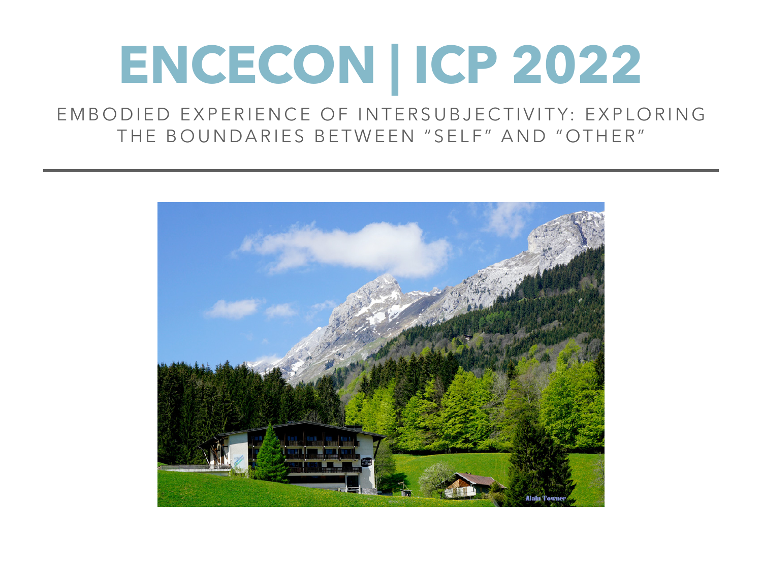# ENCECON | ICP 2022

EMBODIED EXPERIENCE OF INTERSUBJECTIVITY: EXPLORING THE BOUNDARIES BETWEEN "SELF" AND "OTHER"

---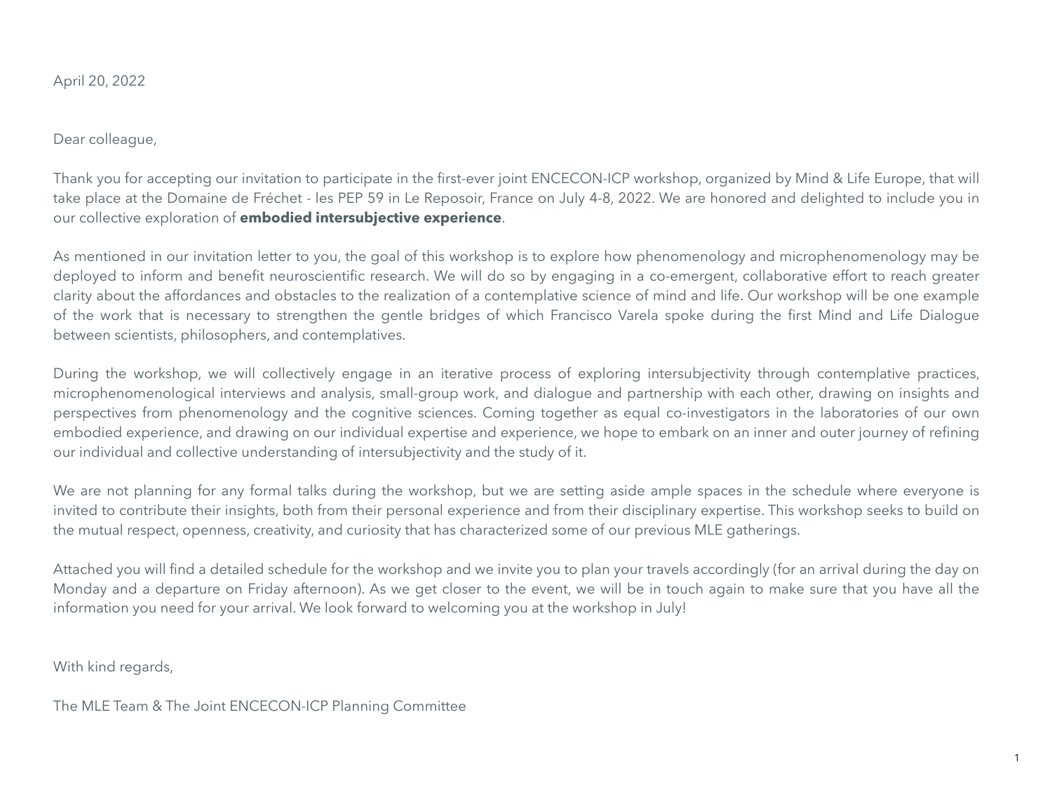April 20, 2022

Dear colleague,

Thank you for accepting our invitation to participate in the first-ever joint ENCECON-ICP workshop, organized by Mind & Life Europe, that will take place at the Domaine de Fréchet - les PEP 59 in Le Reposoir, France on July 4-8, 2022. We are honored and delighted to include you in our collective exploration of **embodied intersubjective experience**.

As mentioned in our invitation letter to you, the goal of this workshop is to explore how phenomenology and microphenomenology may be deployed to inform and benefit neuroscientific research. We will do so by engaging in a co-emergent, collaborative effort to reach greater clarity about the affordances and obstacles to the realization of a contemplative science of mind and life. Our workshop will be one example of the work that is necessary to strengthen the gentle bridges of which Francisco Varela spoke during the first Mind and Life Dialogue between scientists, philosophers, and contemplatives.

During the workshop, we will collectively engage in an iterative process of exploring intersubjectivity through contemplative practices, microphenomenological interviews and analysis, small-group work, and dialogue and partnership with each other, drawing on insights and perspectives from phenomenology and the cognitive sciences. Coming together as equal co-investigators in the laboratories of our own embodied experience, and drawing on our individual expertise and experience, we hope to embark on an inner and outer journey of refining our individual and collective understanding of intersubjectivity and the study of it.

We are not planning for any formal talks during the workshop, but we are setting aside ample spaces in the schedule where everyone is invited to contribute their insights, both from their personal experience and from their disciplinary expertise. This workshop seeks to build on the mutual respect, openness, creativity, and curiosity that has characterized some of our previous MLE gatherings.

Attached you will find a detailed schedule for the workshop and we invite you to plan your travels accordingly (for an arrival during the day on Monday and a departure on Friday afternoon). As we get closer to the event, we will be in touch again to make sure that you have all the information you need for your arrival. We look forward to welcoming you at the workshop in July!

With kind regards,

The MLE Team & The Joint ENCECON-ICP Planning Committee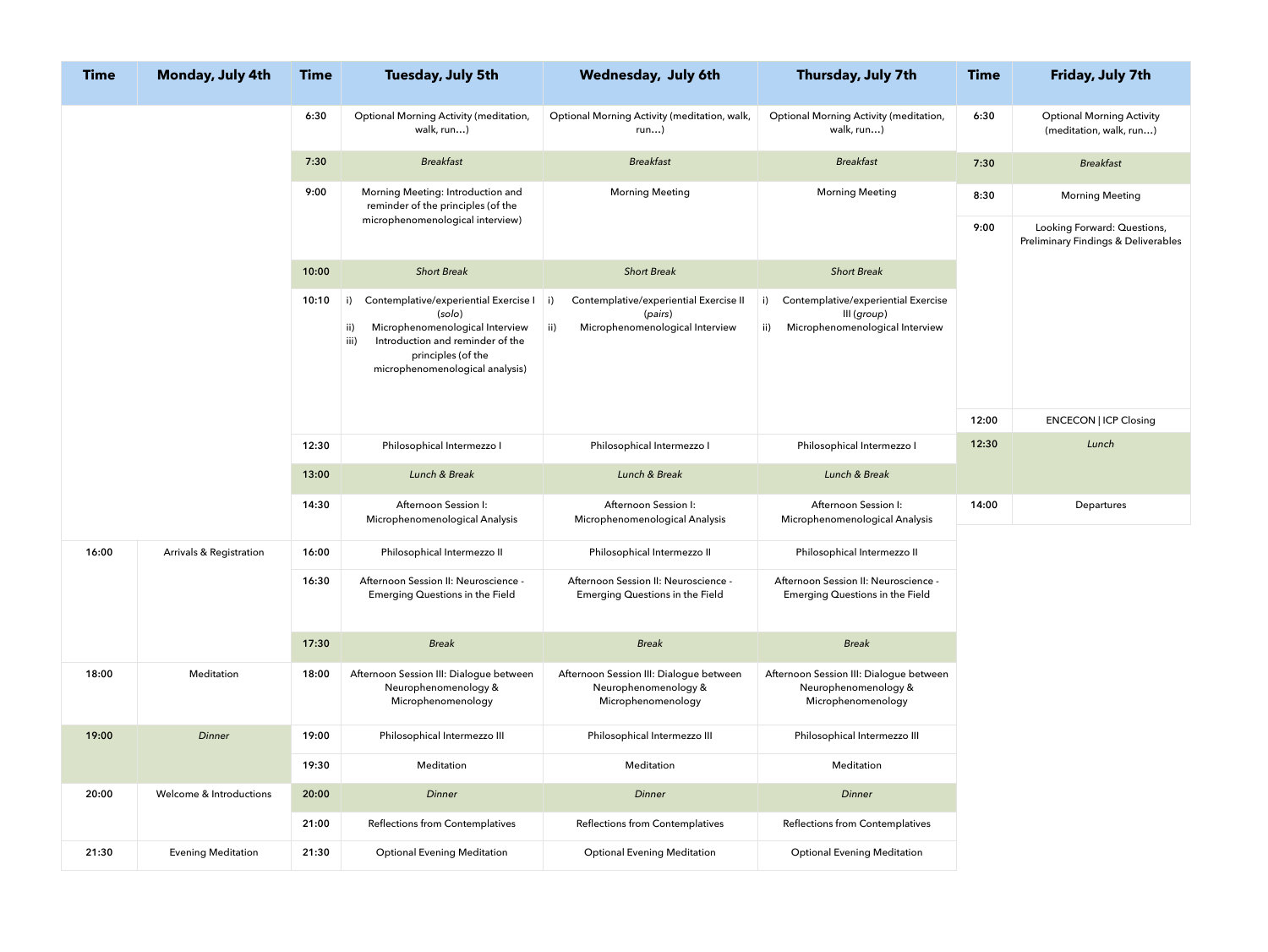| Time | Monday, July 4th | Time | Tuesday, July 5th | Wednesday, July 6th | Thursday, July 7th | Time | Friday, July 7th |
|---|---|---|---|---|---|---|---|
| | | 6:30 | Optional Morning Activity (meditation, walk, run…) | Optional Morning Activity (meditation, walk, run…) | Optional Morning Activity (meditation, walk, run…) | 6:30 | Optional Morning Activity (meditation, walk, run…) |
| | | 7:30 | *Breakfast* | *Breakfast* | *Breakfast* | 7:30 | *Breakfast* |
| | | 9:00 | Morning Meeting: Introduction and reminder of the principles (of the microphenomenological interview) | Morning Meeting | Morning Meeting | 8:30 | Morning Meeting |
| | | | | | | 9:00 | Looking Forward: Questions, Preliminary Findings & Deliverables |
| | | 10:00 | *Short Break* | *Short Break* | *Short Break* | | |
| | | 10:10 | i) Contemplative/experiential Exercise I (*solo*) ii) Microphenomenological Interview iii) Introduction and reminder of the principles (of the microphenomenological analysis) | i) Contemplative/experiential Exercise II (*pairs*) ii) Microphenomenological Interview | i) Contemplative/experiential Exercise III (*group*) ii) Microphenomenological Interview | | |
| | | | | | | 12:00 | ENCECON \| ICP Closing |
| | | 12:30 | Philosophical Intermezzo I | Philosophical Intermezzo I | Philosophical Intermezzo I | 12:30 | *Lunch* |
| | | 13:00 | *Lunch & Break* | *Lunch & Break* | *Lunch & Break* | | |
| | | 14:30 | Afternoon Session I: Microphenomenological Analysis | Afternoon Session I: Microphenomenological Analysis | Afternoon Session I: Microphenomenological Analysis | 14:00 | Departures |
| 16:00 | Arrivals & Registration | 16:00 | Philosophical Intermezzo II | Philosophical Intermezzo II | Philosophical Intermezzo II | | |
| | | 16:30 | Afternoon Session II: Neuroscience - Emerging Questions in the Field | Afternoon Session II: Neuroscience - Emerging Questions in the Field | Afternoon Session II: Neuroscience - Emerging Questions in the Field | | |
| | | 17:30 | *Break* | *Break* | *Break* | | |
| 18:00 | Meditation | 18:00 | Afternoon Session III: Dialogue between Neurophenomenology & Microphenomenology | Afternoon Session III: Dialogue between Neurophenomenology & Microphenomenology | Afternoon Session III: Dialogue between Neurophenomenology & Microphenomenology | | |
| 19:00 | *Dinner* | 19:00 | Philosophical Intermezzo III | Philosophical Intermezzo III | Philosophical Intermezzo III | | |
| | | 19:30 | Meditation | Meditation | Meditation | | |
| 20:00 | Welcome & Introductions | 20:00 | *Dinner* | *Dinner* | *Dinner* | | |
| | | 21:00 | Reflections from Contemplatives | Reflections from Contemplatives | Reflections from Contemplatives | | |
| 21:30 | Evening Meditation | 21:30 | Optional Evening Meditation | Optional Evening Meditation | Optional Evening Meditation | | |